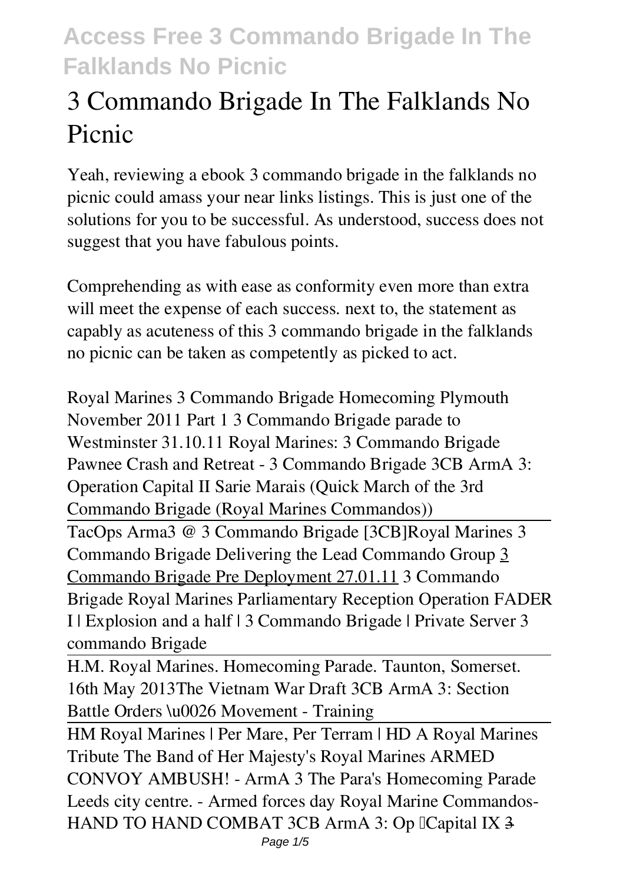# 3 Commando Brigade In The Falklands No Picnic

Yeah, reviewing a ebook **3 commando brigade in the falklands no picnic** could amass your near links listings. This is just one of the solutions for you to be successful. As understood, success does not suggest that you have fabulous points.

Comprehending as with ease as conformity even more than extra will meet the expense of each success. next to, the statement as capably as acuteness of this 3 commando brigade in the falklands no picnic can be taken as competently as picked to act.

*Royal Marines 3 Commando Brigade Homecoming Plymouth November 2011 Part 1* *3 Commando Brigade parade to Westminster 31.10.11* *Royal Marines: 3 Commando Brigade* *Pawnee Crash and Retreat - 3 Commando Brigade* *3CB ArmA 3: Operation Capital II* *Sarie Marais (Quick March of the 3rd Commando Brigade (Royal Marines Commandos))*

TacOps Arma3 @ 3 Commando Brigade [3CB]*Royal Marines 3 Commando Brigade Delivering the Lead Commando Group* 3 Commando Brigade Pre Deployment 27.01.11 *3 Commando Brigade Royal Marines Parliamentary Reception* *Operation FADER I | Explosion and a half | 3 Commando Brigade | Private Server* *3 commando Brigade*

H.M. Royal Marines. Homecoming Parade. Taunton, Somerset. 16th May 2013*The Vietnam War Draft* *3CB ArmA 3: Section Battle Orders \u0026 Movement - Training*

HM Royal Marines | Per Mare, Per Terram | HD A Royal Marines Tribute *The Band of Her Majesty's Royal Marines* *ARMED CONVOY AMBUSH! - ArmA 3* *The Para's Homecoming Parade Leeds city centre. - Armed forces day* *Royal Marine Commandos- HAND TO HAND COMBAT* *3CB ArmA 3: Op "Capital IX* 3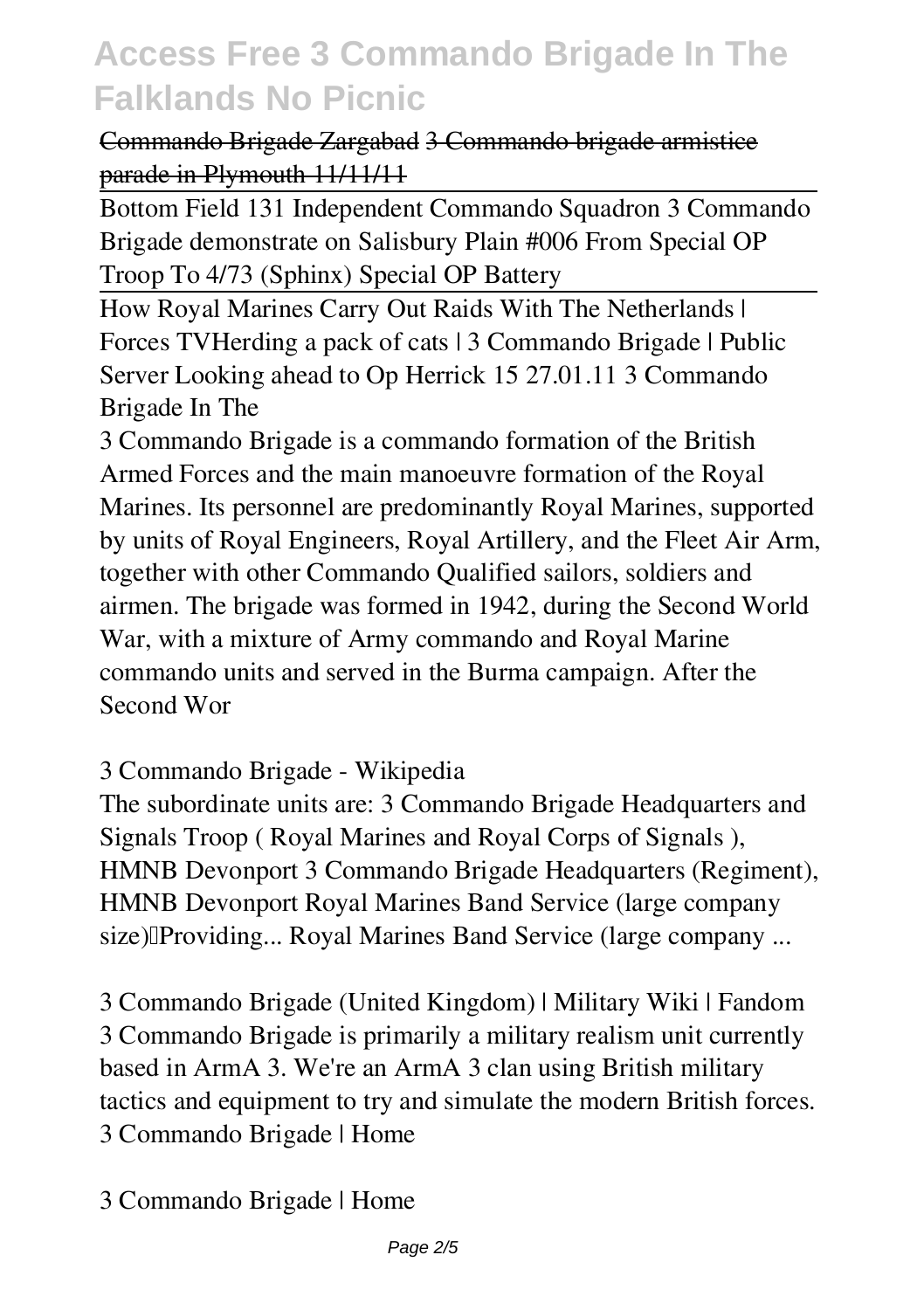~~Commando Brigade Zargabad~~ ~~3 Commando brigade armistice parade in Plymouth 11/11/11~~

Bottom Field 131 Independent Commando Squadron 3 Commando Brigade demonstrate on Salisbury Plain #006 From Special OP Troop To 4/73 (Sphinx) Special OP Battery

How Royal Marines Carry Out Raids With The Netherlands | Forces TV*Herding a pack of cats | 3 Commando Brigade | Public Server* *Looking ahead to Op Herrick 15 27.01.11* *3 Commando Brigade In The*

3 Commando Brigade is a commando formation of the British Armed Forces and the main manoeuvre formation of the Royal Marines. Its personnel are predominantly Royal Marines, supported by units of Royal Engineers, Royal Artillery, and the Fleet Air Arm, together with other Commando Qualified sailors, soldiers and airmen. The brigade was formed in 1942, during the Second World War, with a mixture of Army commando and Royal Marine commando units and served in the Burma campaign. After the Second Wor

*3 Commando Brigade - Wikipedia*

The subordinate units are: 3 Commando Brigade Headquarters and Signals Troop ( Royal Marines and Royal Corps of Signals ), HMNB Devonport 3 Commando Brigade Headquarters (Regiment), HMNB Devonport Royal Marines Band Service (large company size)—Providing... Royal Marines Band Service (large company ...

*3 Commando Brigade (United Kingdom) | Military Wiki | Fandom*

3 Commando Brigade is primarily a military realism unit currently based in ArmA 3. We're an ArmA 3 clan using British military tactics and equipment to try and simulate the modern British forces. 3 Commando Brigade | Home

*3 Commando Brigade | Home*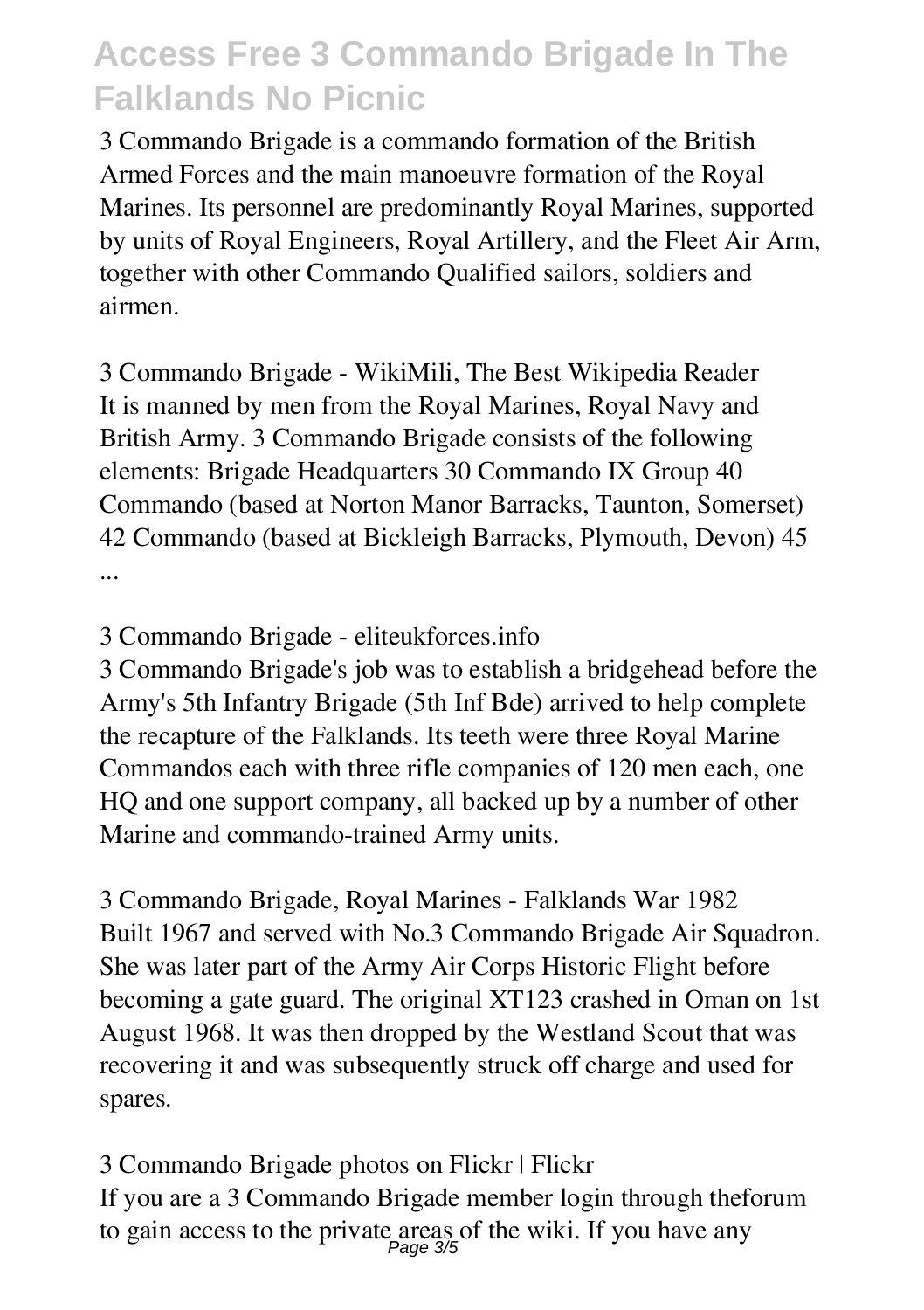3 Commando Brigade is a commando formation of the British Armed Forces and the main manoeuvre formation of the Royal Marines. Its personnel are predominantly Royal Marines, supported by units of Royal Engineers, Royal Artillery, and the Fleet Air Arm, together with other Commando Qualified sailors, soldiers and airmen.

**3 Commando Brigade - WikiMili, The Best Wikipedia Reader**
It is manned by men from the Royal Marines, Royal Navy and British Army. 3 Commando Brigade consists of the following elements: Brigade Headquarters 30 Commando IX Group 40 Commando (based at Norton Manor Barracks, Taunton, Somerset) 42 Commando (based at Bickleigh Barracks, Plymouth, Devon) 45 ...

**3 Commando Brigade - eliteukforces.info**
3 Commando Brigade's job was to establish a bridgehead before the Army's 5th Infantry Brigade (5th Inf Bde) arrived to help complete the recapture of the Falklands. Its teeth were three Royal Marine Commandos each with three rifle companies of 120 men each, one HQ and one support company, all backed up by a number of other Marine and commando-trained Army units.

**3 Commando Brigade, Royal Marines - Falklands War 1982**
Built 1967 and served with No.3 Commando Brigade Air Squadron. She was later part of the Army Air Corps Historic Flight before becoming a gate guard. The original XT123 crashed in Oman on 1st August 1968. It was then dropped by the Westland Scout that was recovering it and was subsequently struck off charge and used for spares.

**3 Commando Brigade photos on Flickr | Flickr**
If you are a 3 Commando Brigade member login through theforum to gain access to the private areas of the wiki. If you have any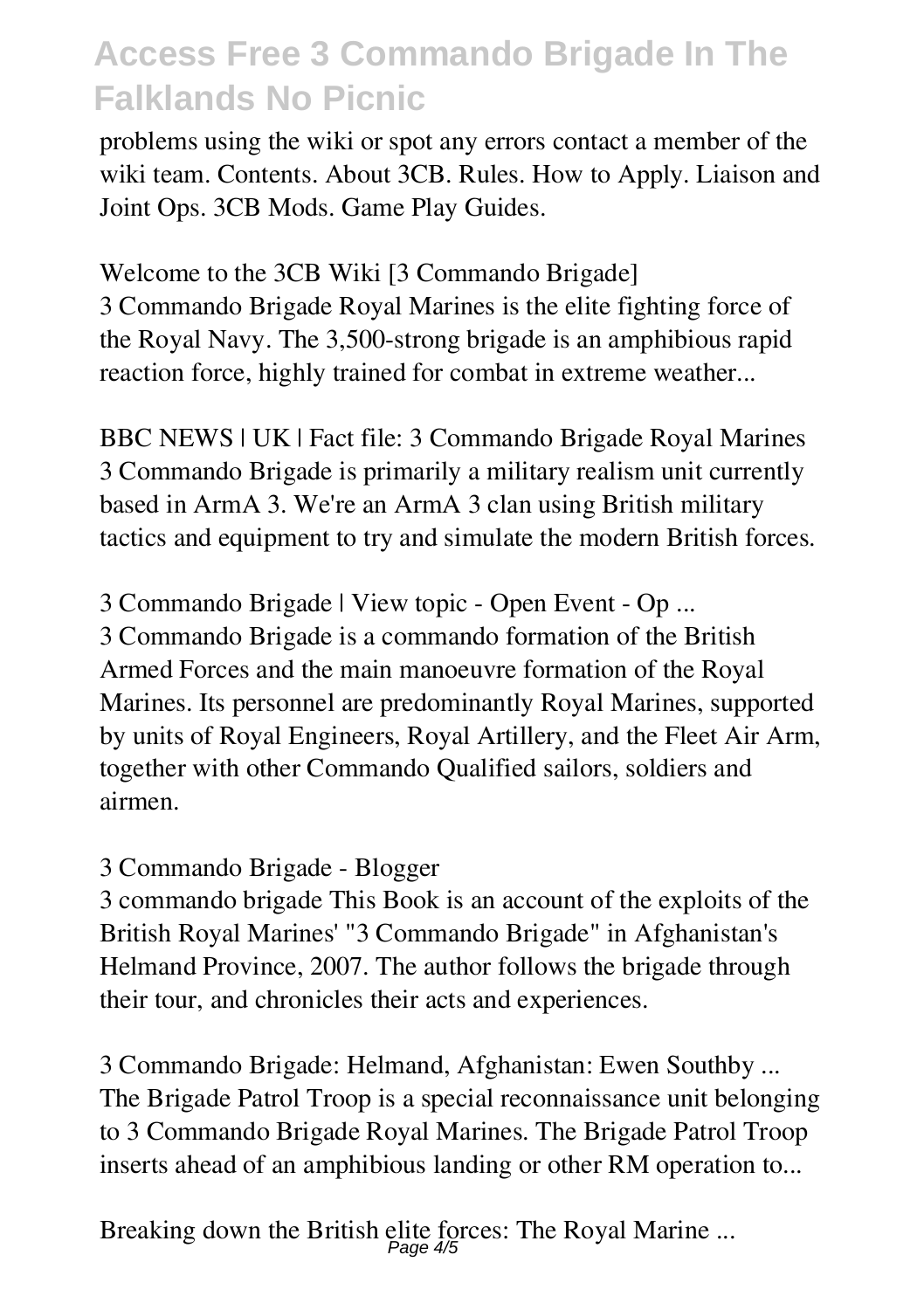problems using the wiki or spot any errors contact a member of the wiki team. Contents. About 3CB. Rules. How to Apply. Liaison and Joint Ops. 3CB Mods. Game Play Guides.

Welcome to the 3CB Wiki [3 Commando Brigade]
3 Commando Brigade Royal Marines is the elite fighting force of the Royal Navy. The 3,500-strong brigade is an amphibious rapid reaction force, highly trained for combat in extreme weather...

BBC NEWS | UK | Fact file: 3 Commando Brigade Royal Marines
3 Commando Brigade is primarily a military realism unit currently based in ArmA 3. We're an ArmA 3 clan using British military tactics and equipment to try and simulate the modern British forces.

3 Commando Brigade | View topic - Open Event - Op ...
3 Commando Brigade is a commando formation of the British Armed Forces and the main manoeuvre formation of the Royal Marines. Its personnel are predominantly Royal Marines, supported by units of Royal Engineers, Royal Artillery, and the Fleet Air Arm, together with other Commando Qualified sailors, soldiers and airmen.

3 Commando Brigade - Blogger
3 commando brigade This Book is an account of the exploits of the British Royal Marines' "3 Commando Brigade" in Afghanistan's Helmand Province, 2007. The author follows the brigade through their tour, and chronicles their acts and experiences.

3 Commando Brigade: Helmand, Afghanistan: Ewen Southby ...
The Brigade Patrol Troop is a special reconnaissance unit belonging to 3 Commando Brigade Royal Marines. The Brigade Patrol Troop inserts ahead of an amphibious landing or other RM operation to...

Breaking down the British elite forces: The Royal Marine ...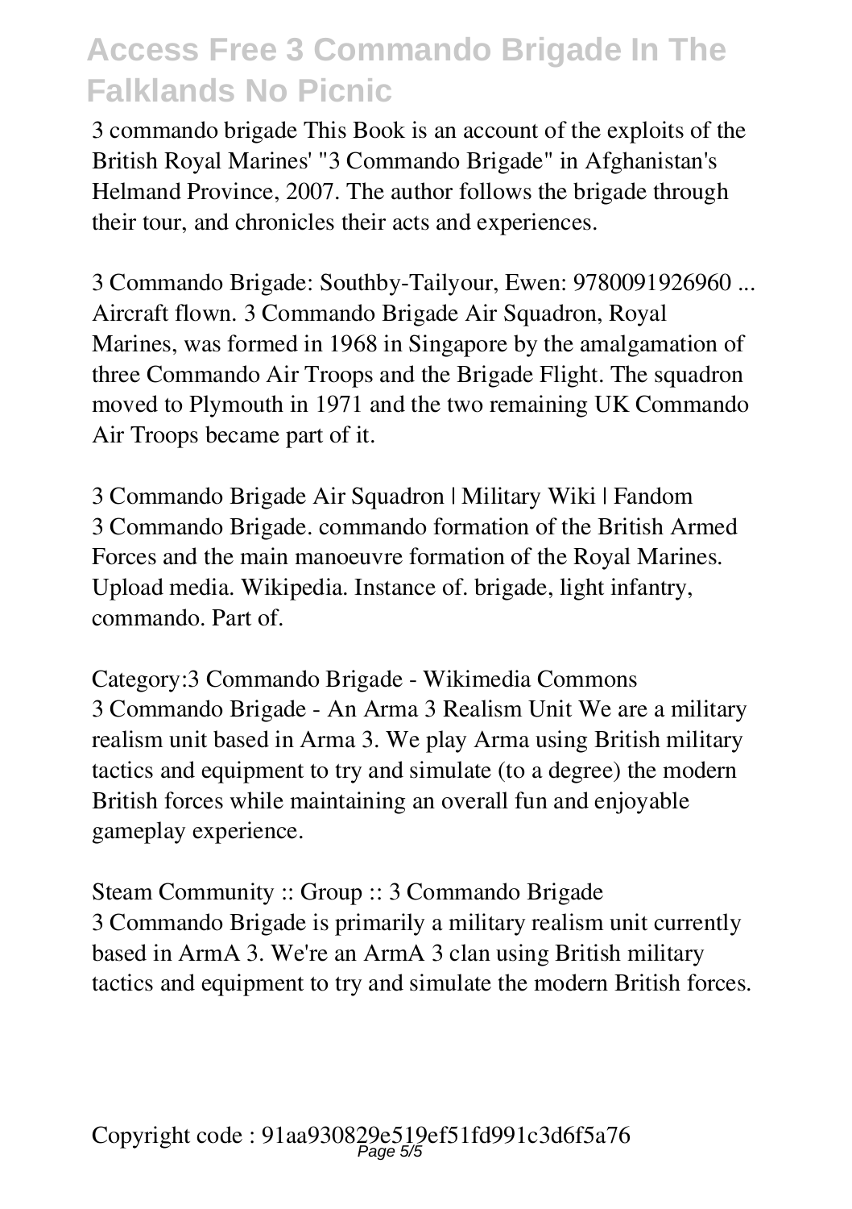3 commando brigade This Book is an account of the exploits of the British Royal Marines' "3 Commando Brigade" in Afghanistan's Helmand Province, 2007. The author follows the brigade through their tour, and chronicles their acts and experiences.

3 Commando Brigade: Southby-Tailyour, Ewen: 9780091926960 ...
Aircraft flown. 3 Commando Brigade Air Squadron, Royal Marines, was formed in 1968 in Singapore by the amalgamation of three Commando Air Troops and the Brigade Flight. The squadron moved to Plymouth in 1971 and the two remaining UK Commando Air Troops became part of it.

3 Commando Brigade Air Squadron | Military Wiki | Fandom
3 Commando Brigade. commando formation of the British Armed Forces and the main manoeuvre formation of the Royal Marines. Upload media. Wikipedia. Instance of. brigade, light infantry, commando. Part of.

Category:3 Commando Brigade - Wikimedia Commons
3 Commando Brigade - An Arma 3 Realism Unit We are a military realism unit based in Arma 3. We play Arma using British military tactics and equipment to try and simulate (to a degree) the modern British forces while maintaining an overall fun and enjoyable gameplay experience.

Steam Community :: Group :: 3 Commando Brigade
3 Commando Brigade is primarily a military realism unit currently based in ArmA 3. We're an ArmA 3 clan using British military tactics and equipment to try and simulate the modern British forces.

Copyright code : 91aa930829e519ef51fd991c3d6f5a76